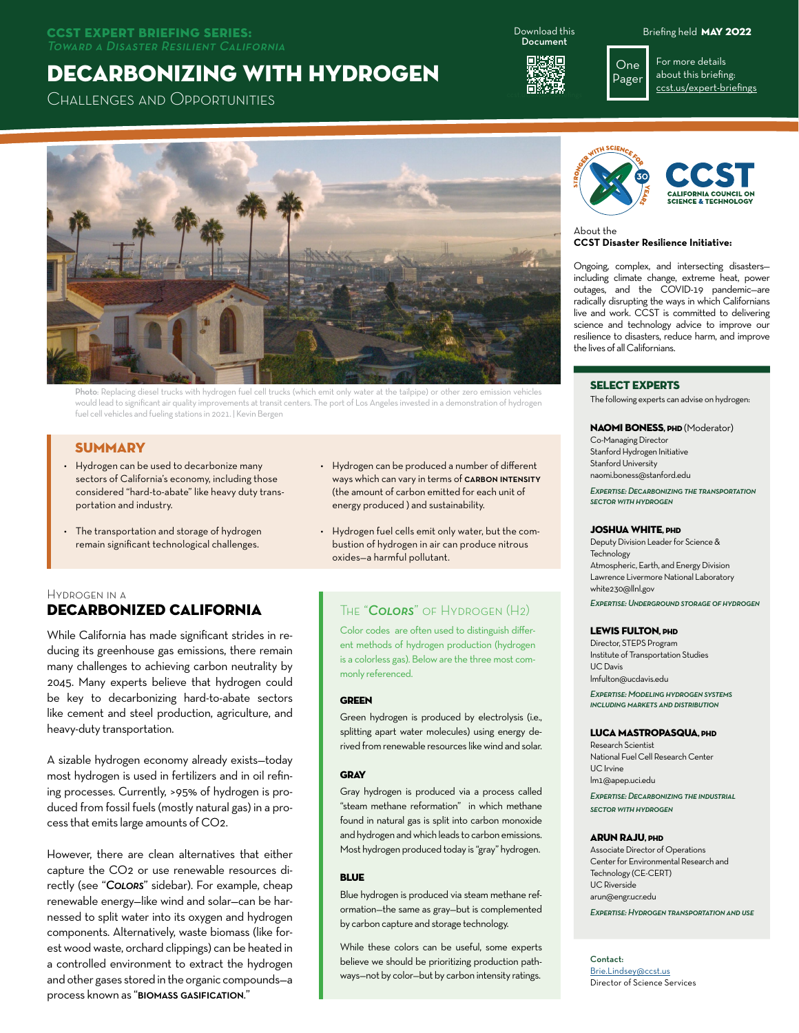**CCST EXPERT BRIEFING SERIES:**
*Toward a Disaster Resilient California*

# DECARBONIZING WITH HYDROGEN

## Challenges and Opportunities

Download this Document

Briefing held **MAY 2022**

One Pager

For more details about this briefing: ccst.us/expert-briefings

Photo: Replacing diesel trucks with hydrogen fuel cell trucks (which emit only water at the tailpipe) or other zero emission vehicles would lead to significant air quality improvements at transit centers. The port of Los Angeles invested in a demonstration of hydrogen fuel cell vehicles and fueling stations in 2021. | Kevin Bergen

## SUMMARY

- Hydrogen can be used to decarbonize many sectors of California's economy, including those considered "hard-to-abate" like heavy duty transportation and industry.
- The transportation and storage of hydrogen remain significant technological challenges.
- Hydrogen can be produced a number of different ways which can vary in terms of **CARBON INTENSITY** (the amount of carbon emitted for each unit of energy produced ) and sustainability.
- Hydrogen fuel cells emit only water, but the combustion of hydrogen in air can produce nitrous oxides—a harmful pollutant.

## Hydrogen in a DECARBONIZED CALIFORNIA

While California has made significant strides in reducing its greenhouse gas emissions, there remain many challenges to achieving carbon neutrality by 2045. Many experts believe that hydrogen could be key to decarbonizing hard-to-abate sectors like cement and steel production, agriculture, and heavy-duty transportation.

A sizable hydrogen economy already exists—today most hydrogen is used in fertilizers and in oil refining processes. Currently, >95% of hydrogen is produced from fossil fuels (mostly natural gas) in a process that emits large amounts of $CO_2$.

However, there are clean alternatives that either capture the $CO_2$ or use renewable resources directly (see "*Colors*" sidebar). For example, cheap renewable energy—like wind and solar—can be harnessed to split water into its oxygen and hydrogen components. Alternatively, waste biomass (like forest wood waste, orchard clippings) can be heated in a controlled environment to extract the hydrogen and other gases stored in the organic compounds—a process known as "**BIOMASS GASIFICATION**."

## The "*Colors*" of Hydrogen ($H_2$)

Color codes are often used to distinguish different methods of hydrogen production (hydrogen is a colorless gas). Below are the three most commonly referenced.

### GREEN

Green hydrogen is produced by electrolysis (i.e., splitting apart water molecules) using energy derived from renewable resources like wind and solar.

### GRAY

Gray hydrogen is produced via a process called "steam methane reformation" in which methane found in natural gas is split into carbon monoxide and hydrogen and which leads to carbon emissions. Most hydrogen produced today is "gray" hydrogen.

### BLUE

Blue hydrogen is produced via steam methane reformation—the same as gray—but is complemented by carbon capture and storage technology.

While these colors can be useful, some experts believe we should be prioritizing production pathways—not by color—but by carbon intensity ratings.

CCST — California Council on Science & Technology — Stronger with Science for 30 Years

About the **CCST Disaster Resilience Initiative:**

Ongoing, complex, and intersecting disasters—including climate change, extreme heat, power outages, and the COVID-19 pandemic—are radically disrupting the ways in which Californians live and work. CCST is committed to delivering science and technology advice to improve our resilience to disasters, reduce harm, and improve the lives of all Californians.

## SELECT EXPERTS

The following experts can advise on hydrogen:

**NAOMI BONESS, PHD** (Moderator)
Co-Managing Director
Stanford Hydrogen Initiative
Stanford University
naomi.boness@stanford.edu
*Expertise: Decarbonizing the transportation sector with hydrogen*

**JOSHUA WHITE, PHD**
Deputy Division Leader for Science & Technology
Atmospheric, Earth, and Energy Division
Lawrence Livermore National Laboratory
white230@llnl.gov
*Expertise: Underground storage of hydrogen*

**LEWIS FULTON, PHD**
Director, STEPS Program
Institute of Transportation Studies
UC Davis
lmfulton@ucdavis.edu
*Expertise: Modeling hydrogen systems including markets and distribution*

**LUCA MASTROPASQUA, PHD**
Research Scientist
National Fuel Cell Research Center
UC Irvine
lm1@apep.uci.edu
*Expertise: Decarbonizing the industrial sector with hydrogen*

**ARUN RAJU, PHD**
Associate Director of Operations
Center for Environmental Research and Technology (CE-CERT)
UC Riverside
arun@engr.ucr.edu
*Expertise: Hydrogen transportation and use*

Contact:
Brie.Lindsey@ccst.us
Director of Science Services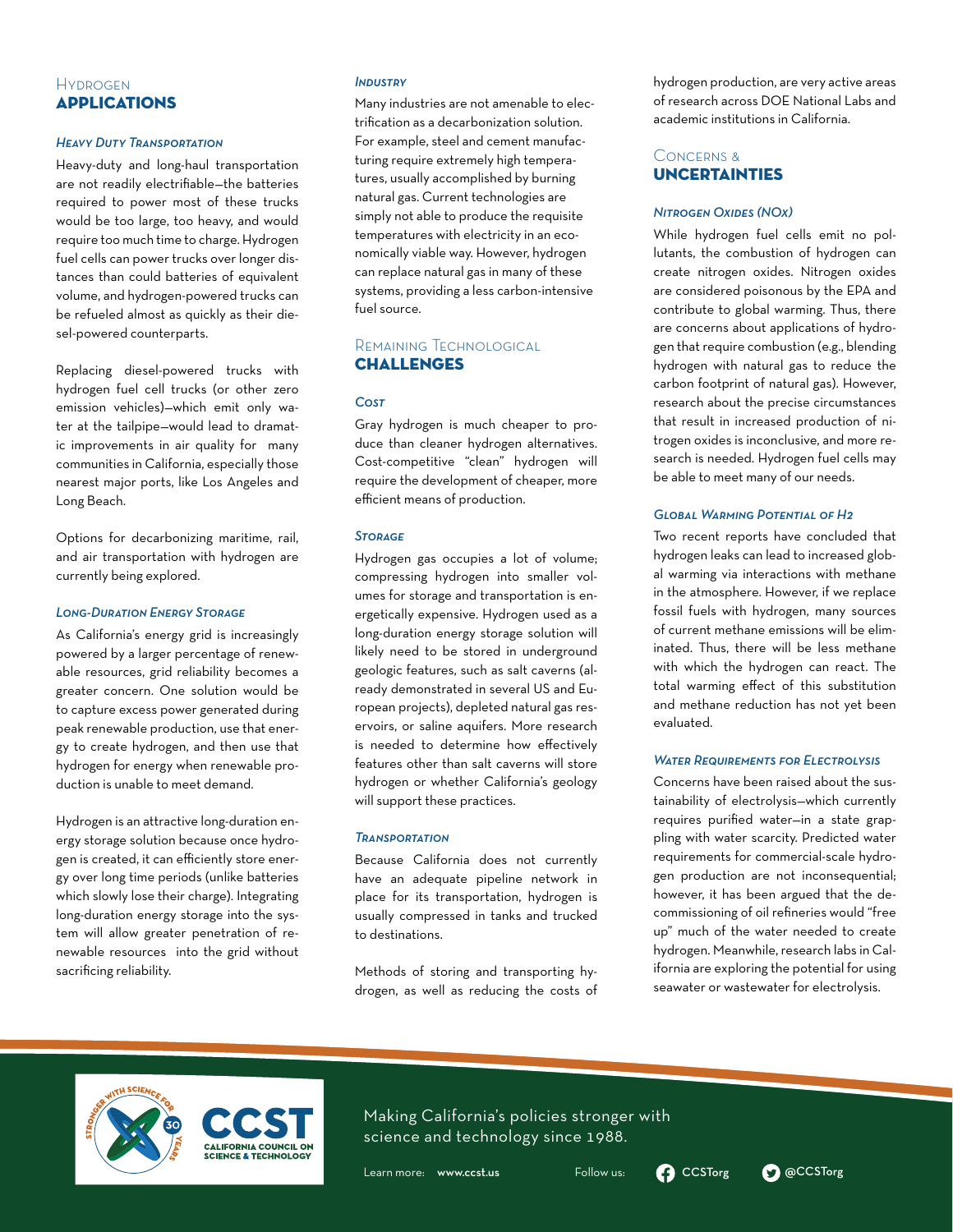## Hydrogen **APPLICATIONS**

### *Heavy Duty Transportation*

Heavy-duty and long-haul transportation are not readily electrifiable—the batteries required to power most of these trucks would be too large, too heavy, and would require too much time to charge. Hydrogen fuel cells can power trucks over longer distances than could batteries of equivalent volume, and hydrogen-powered trucks can be refueled almost as quickly as their diesel-powered counterparts.

Replacing diesel-powered trucks with hydrogen fuel cell trucks (or other zero emission vehicles)—which emit only water at the tailpipe—would lead to dramatic improvements in air quality for many communities in California, especially those nearest major ports, like Los Angeles and Long Beach.

Options for decarbonizing maritime, rail, and air transportation with hydrogen are currently being explored.

### *Long-Duration Energy Storage*

As California's energy grid is increasingly powered by a larger percentage of renewable resources, grid reliability becomes a greater concern. One solution would be to capture excess power generated during peak renewable production, use that energy to create hydrogen, and then use that hydrogen for energy when renewable production is unable to meet demand.

Hydrogen is an attractive long-duration energy storage solution because once hydrogen is created, it can efficiently store energy over long time periods (unlike batteries which slowly lose their charge). Integrating long-duration energy storage into the system will allow greater penetration of renewable resources into the grid without sacrificing reliability.

### *Industry*

Many industries are not amenable to electrification as a decarbonization solution. For example, steel and cement manufacturing require extremely high temperatures, usually accomplished by burning natural gas. Current technologies are simply not able to produce the requisite temperatures with electricity in an economically viable way. However, hydrogen can replace natural gas in many of these systems, providing a less carbon-intensive fuel source.

## Remaining Technological **CHALLENGES**

### *Cost*

Gray hydrogen is much cheaper to produce than cleaner hydrogen alternatives. Cost-competitive "clean" hydrogen will require the development of cheaper, more efficient means of production.

### *Storage*

Hydrogen gas occupies a lot of volume; compressing hydrogen into smaller volumes for storage and transportation is energetically expensive. Hydrogen used as a long-duration energy storage solution will likely need to be stored in underground geologic features, such as salt caverns (already demonstrated in several US and European projects), depleted natural gas reservoirs, or saline aquifers. More research is needed to determine how effectively features other than salt caverns will store hydrogen or whether California's geology will support these practices.

### *Transportation*

Because California does not currently have an adequate pipeline network in place for its transportation, hydrogen is usually compressed in tanks and trucked to destinations.

Methods of storing and transporting hydrogen, as well as reducing the costs of hydrogen production, are very active areas of research across DOE National Labs and academic institutions in California.

## Concerns & **UNCERTAINTIES**

### *Nitrogen Oxides (NOx)*

While hydrogen fuel cells emit no pollutants, the combustion of hydrogen can create nitrogen oxides. Nitrogen oxides are considered poisonous by the EPA and contribute to global warming. Thus, there are concerns about applications of hydrogen that require combustion (e.g., blending hydrogen with natural gas to reduce the carbon footprint of natural gas). However, research about the precise circumstances that result in increased production of nitrogen oxides is inconclusive, and more research is needed. Hydrogen fuel cells may be able to meet many of our needs.

### *Global Warming Potential of H2*

Two recent reports have concluded that hydrogen leaks can lead to increased global warming via interactions with methane in the atmosphere. However, if we replace fossil fuels with hydrogen, many sources of current methane emissions will be eliminated. Thus, there will be less methane with which the hydrogen can react. The total warming effect of this substitution and methane reduction has not yet been evaluated.

### *Water Requirements for Electrolysis*

Concerns have been raised about the sustainability of electrolysis—which currently requires purified water—in a state grappling with water scarcity. Predicted water requirements for commercial-scale hydrogen production are not inconsequential; however, it has been argued that the decommissioning of oil refineries would "free up" much of the water needed to create hydrogen. Meanwhile, research labs in California are exploring the potential for using seawater or wastewater for electrolysis.

Stronger with Science for 30 Years

CCST
CALIFORNIA COUNCIL ON SCIENCE & TECHNOLOGY

Making California's policies stronger with science and technology since 1988.

Learn more: **www.ccst.us** Follow us: **CCSTorg** **@CCSTorg**